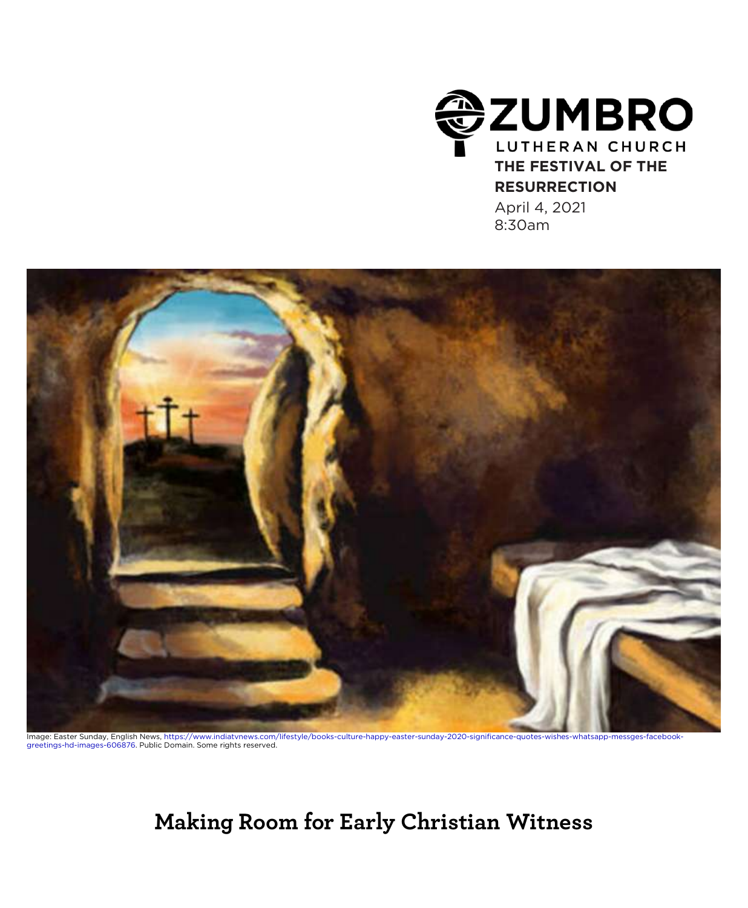ZUMBRO LUTHERAN CHURCH

**THE FESTIVAL OF THE RESURRECTION**

April 4, 2021
8:30am

Image: Easter Sunday, English News, https://www.indiatvnews.com/lifestyle/books-culture-happy-easter-sunday-2020-significance-quotes-wishes-whatsapp-messges-facebook-greetings-hd-images-606876. Public Domain. Some rights reserved.

# Making Room for Early Christian Witness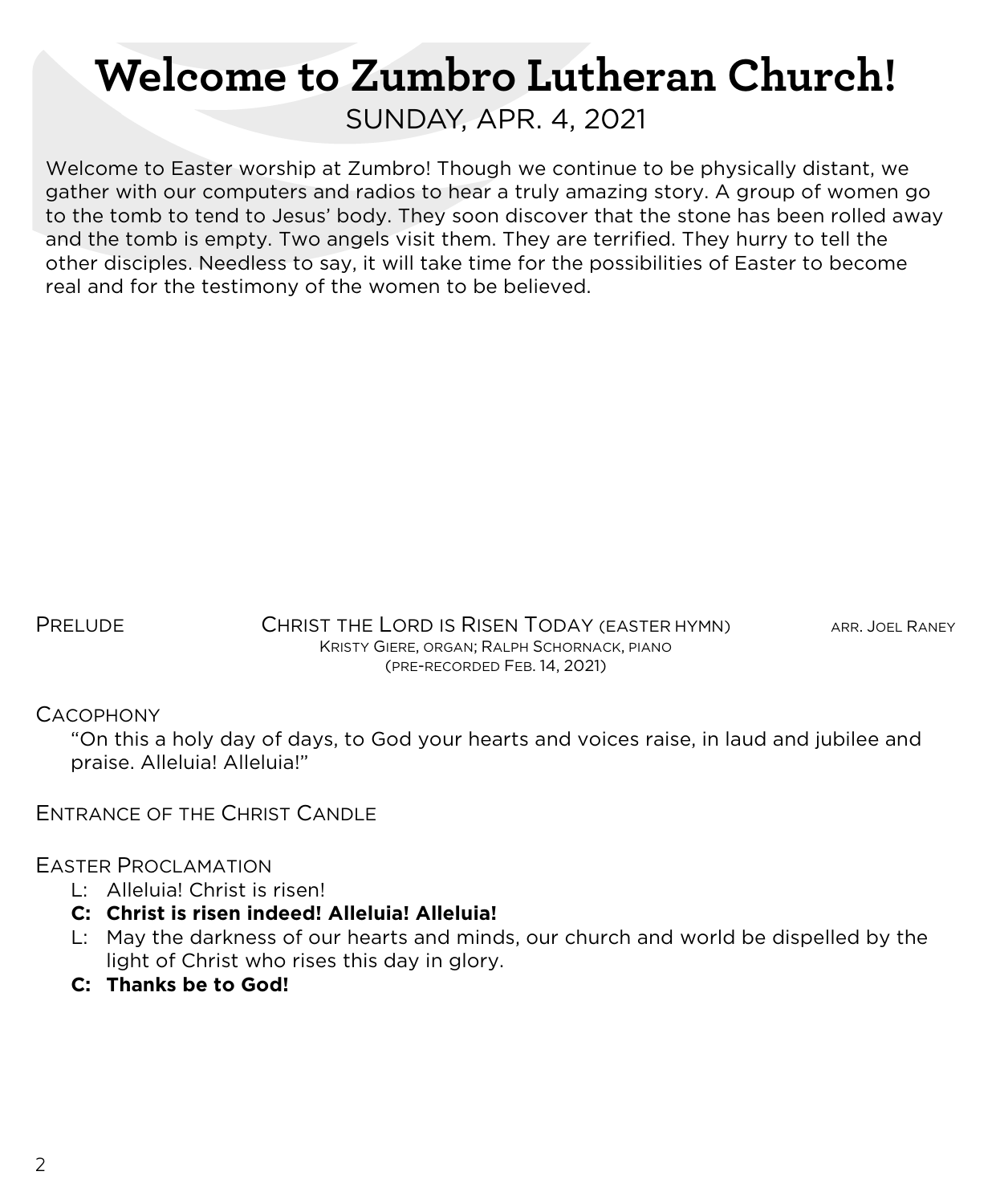# Welcome to Zumbro Lutheran Church!

SUNDAY, APR. 4, 2021

Welcome to Easter worship at Zumbro! Though we continue to be physically distant, we gather with our computers and radios to hear a truly amazing story. A group of women go to the tomb to tend to Jesus' body. They soon discover that the stone has been rolled away and the tomb is empty. Two angels visit them. They are terrified. They hurry to tell the other disciples. Needless to say, it will take time for the possibilities of Easter to become real and for the testimony of the women to be believed.

PRELUDE — CHRIST THE LORD IS RISEN TODAY (EASTER HYMN) — ARR. JOEL RANEY
KRISTY GIERE, ORGAN; RALPH SCHORNACK, PIANO
(PRE-RECORDED FEB. 14, 2021)

CACOPHONY

"On this a holy day of days, to God your hearts and voices raise, in laud and jubilee and praise. Alleluia! Alleluia!"

ENTRANCE OF THE CHRIST CANDLE

EASTER PROCLAMATION

L: Alleluia! Christ is risen!

**C: Christ is risen indeed! Alleluia! Alleluia!**

L: May the darkness of our hearts and minds, our church and world be dispelled by the light of Christ who rises this day in glory.

**C: Thanks be to God!**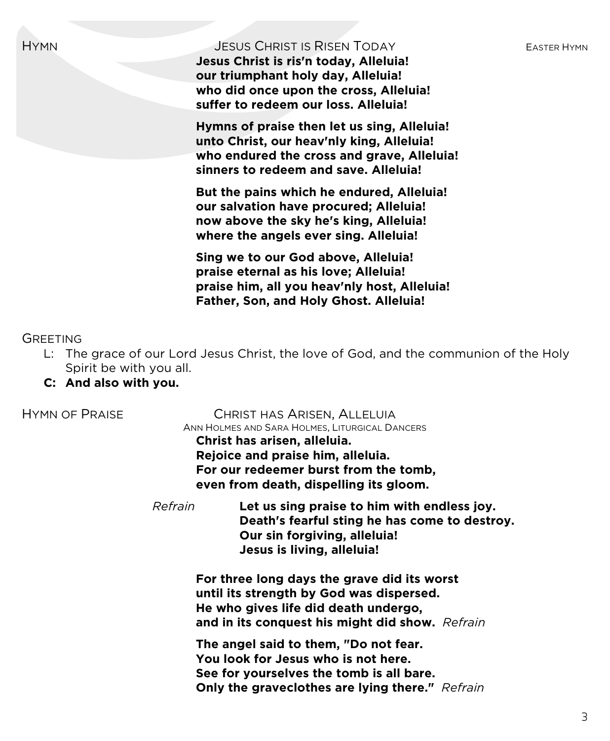## Hymn — Jesus Christ is Risen Today — Easter Hymn

**Jesus Christ is ris'n today, Alleluia!**
**our triumphant holy day, Alleluia!**
**who did once upon the cross, Alleluia!**
**suffer to redeem our loss. Alleluia!**

**Hymns of praise then let us sing, Alleluia!**
**unto Christ, our heav'nly king, Alleluia!**
**who endured the cross and grave, Alleluia!**
**sinners to redeem and save. Alleluia!**

**But the pains which he endured, Alleluia!**
**our salvation have procured; Alleluia!**
**now above the sky he's king, Alleluia!**
**where the angels ever sing. Alleluia!**

**Sing we to our God above, Alleluia!**
**praise eternal as his love; Alleluia!**
**praise him, all you heav'nly host, Alleluia!**
**Father, Son, and Holy Ghost. Alleluia!**

## Greeting

L: The grace of our Lord Jesus Christ, the love of God, and the communion of the Holy Spirit be with you all.

**C: And also with you.**

## Hymn of Praise — Christ has Arisen, Alleluia

Ann Holmes and Sara Holmes, Liturgical Dancers

**Christ has arisen, alleluia.**
**Rejoice and praise him, alleluia.**
**For our redeemer burst from the tomb,**
**even from death, dispelling its gloom.**

*Refrain* **Let us sing praise to him with endless joy.**
**Death's fearful sting he has come to destroy.**
**Our sin forgiving, alleluia!**
**Jesus is living, alleluia!**

**For three long days the grave did its worst**
**until its strength by God was dispersed.**
**He who gives life did death undergo,**
**and in its conquest his might did show.** *Refrain*

**The angel said to them, "Do not fear.**
**You look for Jesus who is not here.**
**See for yourselves the tomb is all bare.**
**Only the graveclothes are lying there."** *Refrain*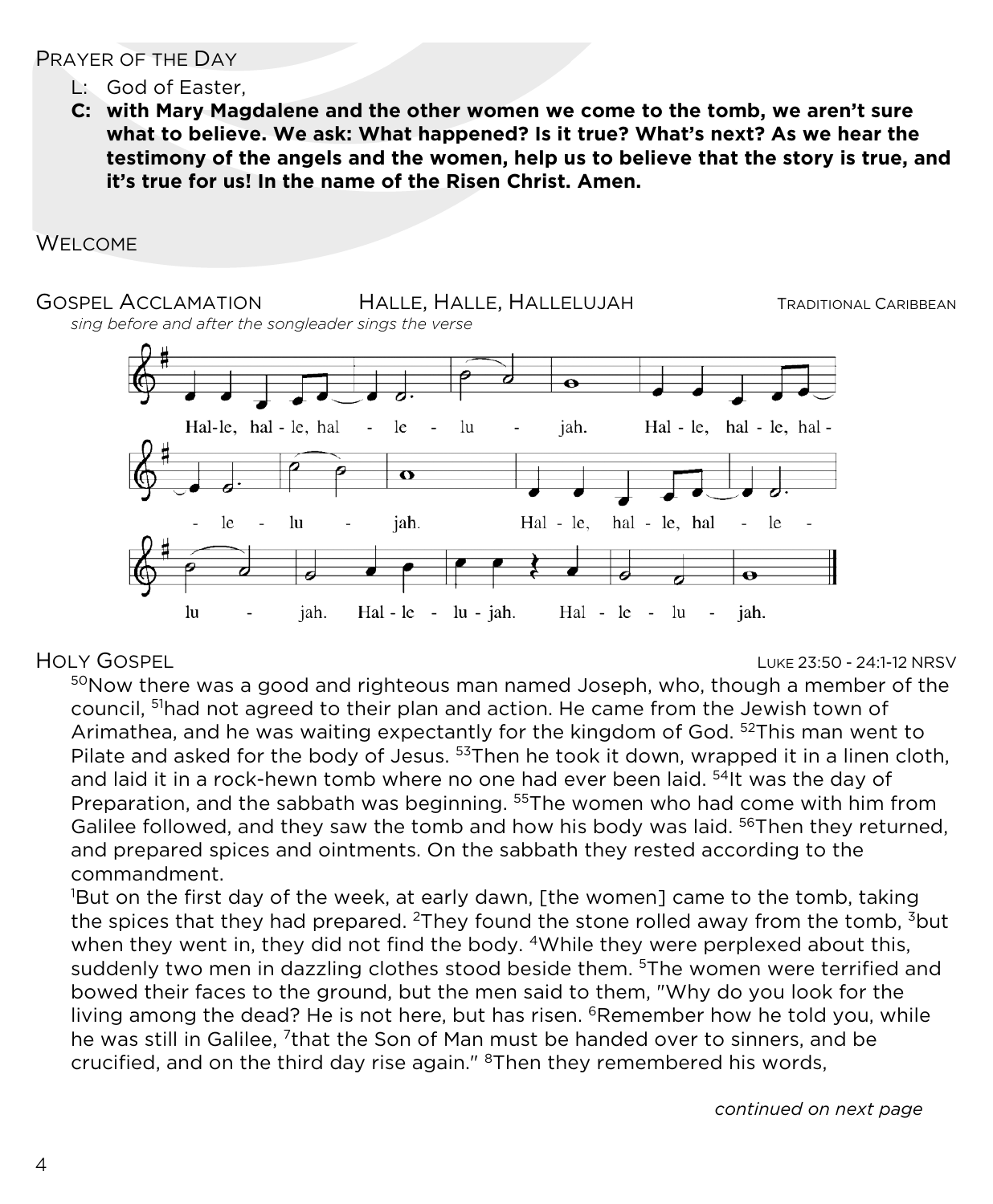## Prayer of the Day

L: God of Easter,

**C: with Mary Magdalene and the other women we come to the tomb, we aren't sure what to believe. We ask: What happened? Is it true? What's next? As we hear the testimony of the angels and the women, help us to believe that the story is true, and it's true for us! In the name of the Risen Christ. Amen.**

## Welcome

## Gospel Acclamation — Halle, Halle, Hallelujah — Traditional Caribbean

*sing before and after the songleader sings the verse*

Hal-le, hal-le, hal-le-lu-jah. Hal-le, hal-le, hal-le-lu-jah. Hal-le, hal-le, hal-le-lu-jah. Hal-le-lu-jah. Hal-le-lu-jah.

## Holy Gospel — Luke 23:50 - 24:1-12 NRSV

[50]Now there was a good and righteous man named Joseph, who, though a member of the council, [51]had not agreed to their plan and action. He came from the Jewish town of Arimathea, and he was waiting expectantly for the kingdom of God. [52]This man went to Pilate and asked for the body of Jesus. [53]Then he took it down, wrapped it in a linen cloth, and laid it in a rock-hewn tomb where no one had ever been laid. [54]It was the day of Preparation, and the sabbath was beginning. [55]The women who had come with him from Galilee followed, and they saw the tomb and how his body was laid. [56]Then they returned, and prepared spices and ointments. On the sabbath they rested according to the commandment.

[1]But on the first day of the week, at early dawn, [the women] came to the tomb, taking the spices that they had prepared. [2]They found the stone rolled away from the tomb, [3]but when they went in, they did not find the body. [4]While they were perplexed about this, suddenly two men in dazzling clothes stood beside them. [5]The women were terrified and bowed their faces to the ground, but the men said to them, "Why do you look for the living among the dead? He is not here, but has risen. [6]Remember how he told you, while he was still in Galilee, [7]that the Son of Man must be handed over to sinners, and be crucified, and on the third day rise again." [8]Then they remembered his words,

*continued on next page*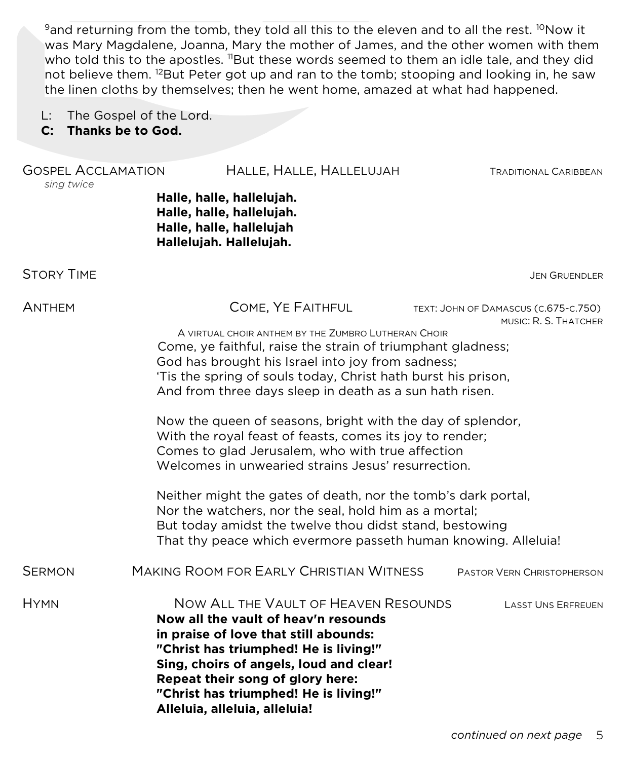[9]and returning from the tomb, they told all this to the eleven and to all the rest. [10]Now it was Mary Magdalene, Joanna, Mary the mother of James, and the other women with them who told this to the apostles. [11]But these words seemed to them an idle tale, and they did not believe them. [12]But Peter got up and ran to the tomb; stooping and looking in, he saw the linen cloths by themselves; then he went home, amazed at what had happened.

L: The Gospel of the Lord.
**C: Thanks be to God.**

GOSPEL ACCLAMATION — HALLE, HALLE, HALLELUJAH — TRADITIONAL CARIBBEAN
*sing twice*

**Halle, halle, hallelujah.**
**Halle, halle, hallelujah.**
**Halle, halle, hallelujah**
**Hallelujah. Hallelujah.**

STORY TIME — JEN GRUENDLER

ANTHEM — COME, YE FAITHFUL — TEXT: JOHN OF DAMASCUS (C.675-C.750)
MUSIC: R. S. THATCHER

A VIRTUAL CHOIR ANTHEM BY THE ZUMBRO LUTHERAN CHOIR

Come, ye faithful, raise the strain of triumphant gladness;
God has brought his Israel into joy from sadness;
'Tis the spring of souls today, Christ hath burst his prison,
And from three days sleep in death as a sun hath risen.

Now the queen of seasons, bright with the day of splendor,
With the royal feast of feasts, comes its joy to render;
Comes to glad Jerusalem, who with true affection
Welcomes in unwearied strains Jesus' resurrection.

Neither might the gates of death, nor the tomb's dark portal,
Nor the watchers, nor the seal, hold him as a mortal;
But today amidst the twelve thou didst stand, bestowing
That thy peace which evermore passeth human knowing. Alleluia!

SERMON — MAKING ROOM FOR EARLY CHRISTIAN WITNESS — PASTOR VERN CHRISTOPHERSON

HYMN — NOW ALL THE VAULT OF HEAVEN RESOUNDS — LASST UNS ERFREUEN

**Now all the vault of heav'n resounds**
**in praise of love that still abounds:**
**"Christ has triumphed! He is living!"**
**Sing, choirs of angels, loud and clear!**
**Repeat their song of glory here:**
**"Christ has triumphed! He is living!"**
**Alleluia, alleluia, alleluia!**

*continued on next page*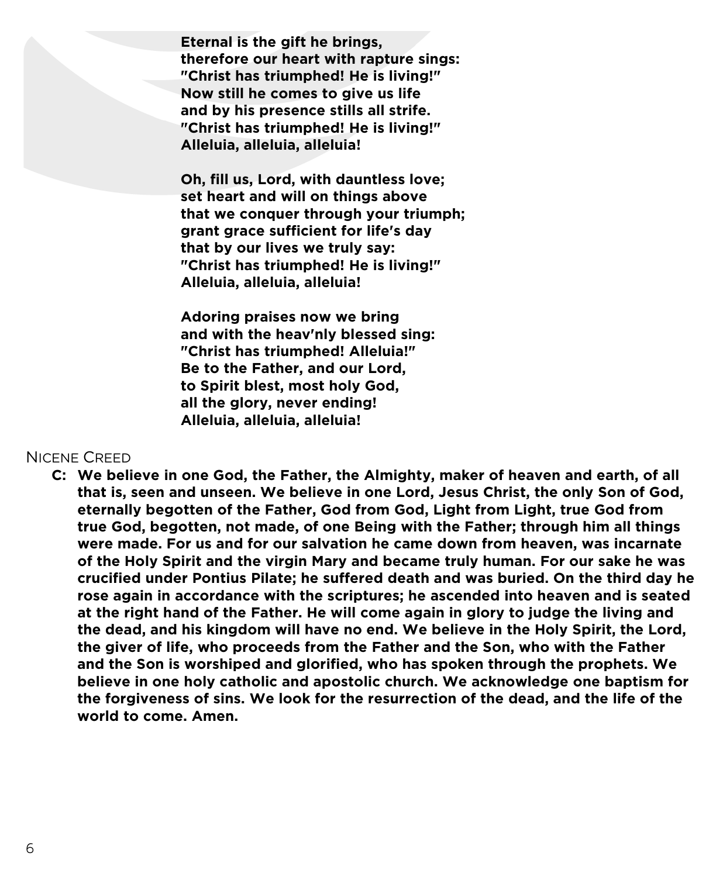**Eternal is the gift he brings,**
**therefore our heart with rapture sings:**
**"Christ has triumphed! He is living!"**
**Now still he comes to give us life**
**and by his presence stills all strife.**
**"Christ has triumphed! He is living!"**
**Alleluia, alleluia, alleluia!**

**Oh, fill us, Lord, with dauntless love;**
**set heart and will on things above**
**that we conquer through your triumph;**
**grant grace sufficient for life's day**
**that by our lives we truly say:**
**"Christ has triumphed! He is living!"**
**Alleluia, alleluia, alleluia!**

**Adoring praises now we bring**
**and with the heav'nly blessed sing:**
**"Christ has triumphed! Alleluia!"**
**Be to the Father, and our Lord,**
**to Spirit blest, most holy God,**
**all the glory, never ending!**
**Alleluia, alleluia, alleluia!**

## Nicene Creed

**C: We believe in one God, the Father, the Almighty, maker of heaven and earth, of all that is, seen and unseen. We believe in one Lord, Jesus Christ, the only Son of God, eternally begotten of the Father, God from God, Light from Light, true God from true God, begotten, not made, of one Being with the Father; through him all things were made. For us and for our salvation he came down from heaven, was incarnate of the Holy Spirit and the virgin Mary and became truly human. For our sake he was crucified under Pontius Pilate; he suffered death and was buried. On the third day he rose again in accordance with the scriptures; he ascended into heaven and is seated at the right hand of the Father. He will come again in glory to judge the living and the dead, and his kingdom will have no end. We believe in the Holy Spirit, the Lord, the giver of life, who proceeds from the Father and the Son, who with the Father and the Son is worshiped and glorified, who has spoken through the prophets. We believe in one holy catholic and apostolic church. We acknowledge one baptism for the forgiveness of sins. We look for the resurrection of the dead, and the life of the world to come. Amen.**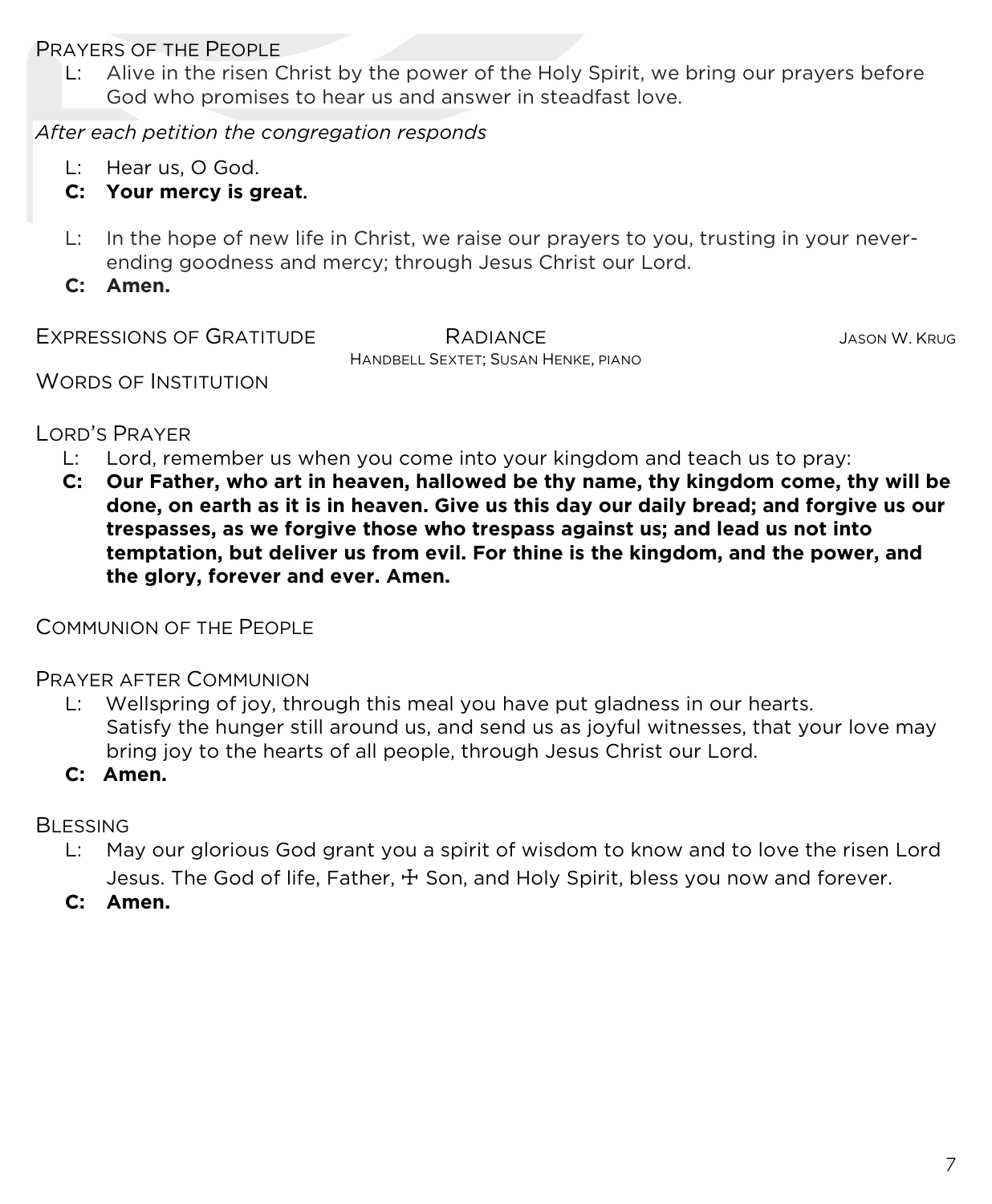## Prayers of the People

L: Alive in the risen Christ by the power of the Holy Spirit, we bring our prayers before God who promises to hear us and answer in steadfast love.

*After each petition the congregation responds*

L: Hear us, O God.
**C: Your mercy is great.**

L: In the hope of new life in Christ, we raise our prayers to you, trusting in your never-ending goodness and mercy; through Jesus Christ our Lord.
**C: Amen.**

## Expressions of Gratitude — Radiance — Jason W. Krug

Handbell Sextet; Susan Henke, piano

## Words of Institution

## Lord's Prayer

L: Lord, remember us when you come into your kingdom and teach us to pray:
**C: Our Father, who art in heaven, hallowed be thy name, thy kingdom come, thy will be done, on earth as it is in heaven. Give us this day our daily bread; and forgive us our trespasses, as we forgive those who trespass against us; and lead us not into temptation, but deliver us from evil. For thine is the kingdom, and the power, and the glory, forever and ever. Amen.**

## Communion of the People

## Prayer after Communion

L: Wellspring of joy, through this meal you have put gladness in our hearts. Satisfy the hunger still around us, and send us as joyful witnesses, that your love may bring joy to the hearts of all people, through Jesus Christ our Lord.
**C: Amen.**

## Blessing

L: May our glorious God grant you a spirit of wisdom to know and to love the risen Lord Jesus. The God of life, Father, ☩ Son, and Holy Spirit, bless you now and forever.
**C: Amen.**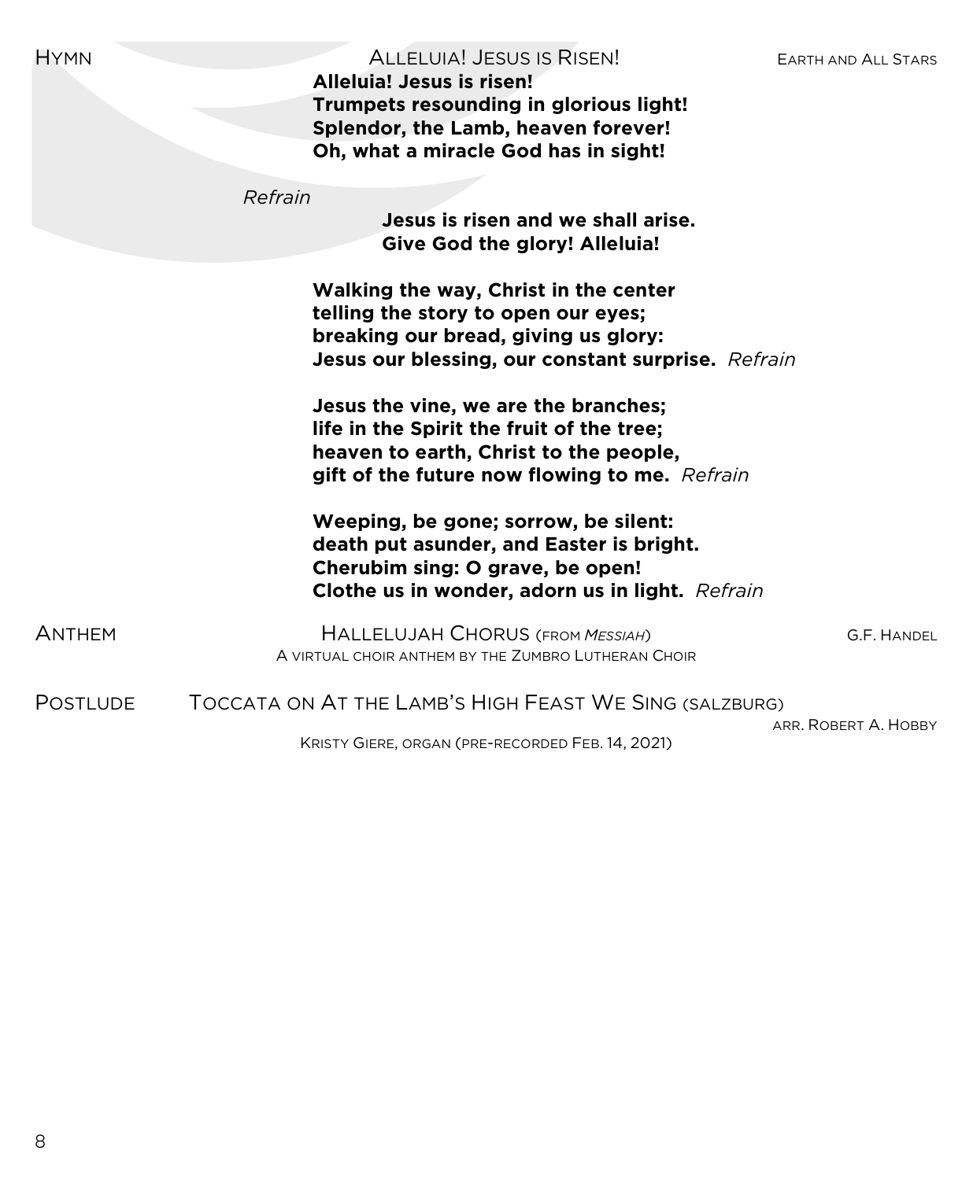HYMN — ALLELUIA! JESUS IS RISEN! — EARTH AND ALL STARS

**Alleluia! Jesus is risen!**
**Trumpets resounding in glorious light!**
**Splendor, the Lamb, heaven forever!**
**Oh, what a miracle God has in sight!**

*Refrain*

**Jesus is risen and we shall arise.**
**Give God the glory! Alleluia!**

**Walking the way, Christ in the center**
**telling the story to open our eyes;**
**breaking our bread, giving us glory:**
**Jesus our blessing, our constant surprise.** *Refrain*

**Jesus the vine, we are the branches;**
**life in the Spirit the fruit of the tree;**
**heaven to earth, Christ to the people,**
**gift of the future now flowing to me.** *Refrain*

**Weeping, be gone; sorrow, be silent:**
**death put asunder, and Easter is bright.**
**Cherubim sing: O grave, be open!**
**Clothe us in wonder, adorn us in light.** *Refrain*

ANTHEM — HALLELUJAH CHORUS (FROM *MESSIAH*) — G.F. HANDEL

A VIRTUAL CHOIR ANTHEM BY THE ZUMBRO LUTHERAN CHOIR

POSTLUDE — TOCCATA ON AT THE LAMB'S HIGH FEAST WE SING (SALZBURG) — ARR. ROBERT A. HOBBY

KRISTY GIERE, ORGAN (PRE-RECORDED FEB. 14, 2021)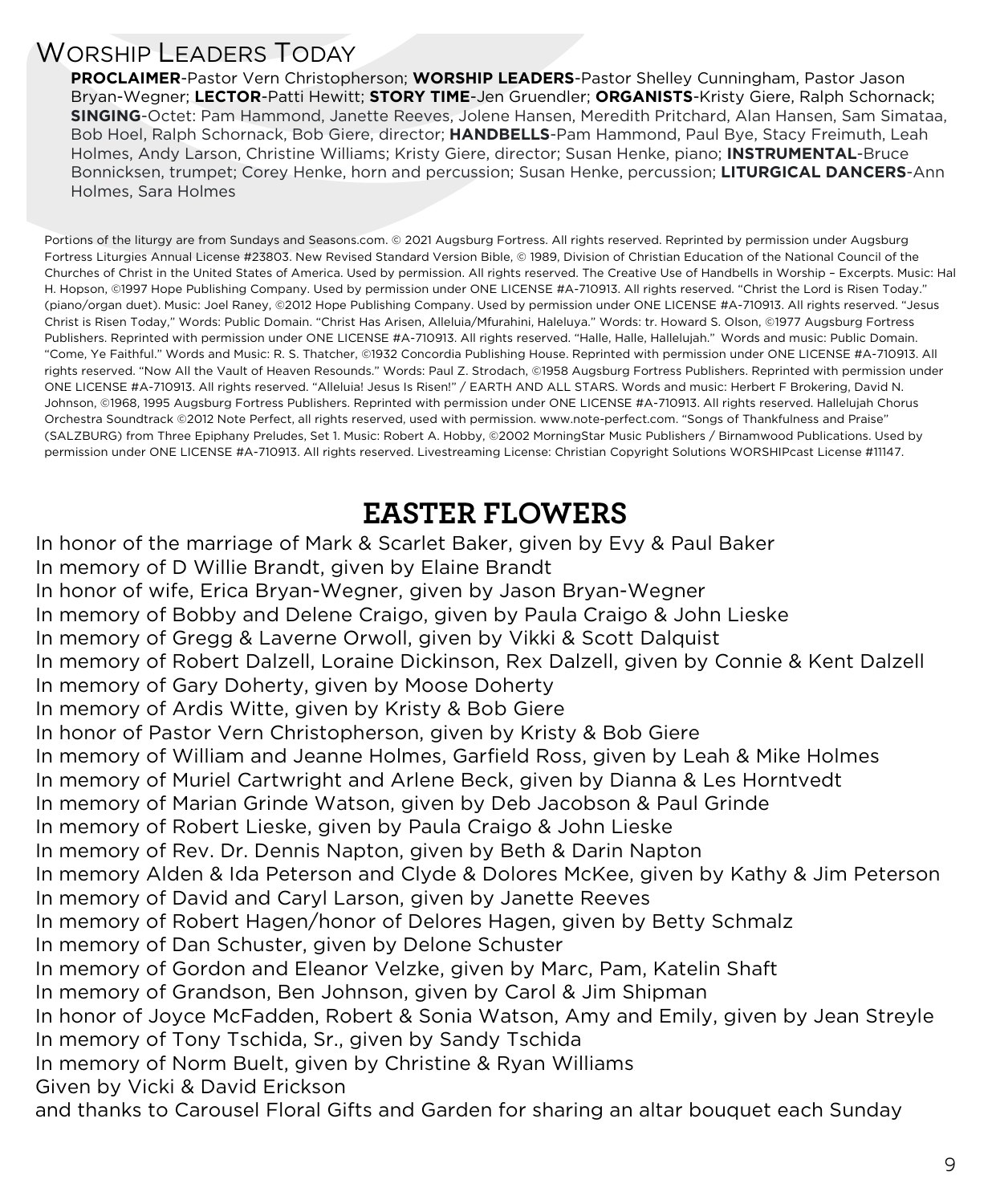# Worship Leaders Today

**PROCLAIMER**-Pastor Vern Christopherson; **WORSHIP LEADERS**-Pastor Shelley Cunningham, Pastor Jason Bryan-Wegner; **LECTOR**-Patti Hewitt; **STORY TIME**-Jen Gruendler; **ORGANISTS**-Kristy Giere, Ralph Schornack; **SINGING**-Octet: Pam Hammond, Janette Reeves, Jolene Hansen, Meredith Pritchard, Alan Hansen, Sam Simataa, Bob Hoel, Ralph Schornack, Bob Giere, director; **HANDBELLS**-Pam Hammond, Paul Bye, Stacy Freimuth, Leah Holmes, Andy Larson, Christine Williams; Kristy Giere, director; Susan Henke, piano; **INSTRUMENTAL**-Bruce Bonnicksen, trumpet; Corey Henke, horn and percussion; Susan Henke, percussion; **LITURGICAL DANCERS**-Ann Holmes, Sara Holmes

Portions of the liturgy are from Sundays and Seasons.com. © 2021 Augsburg Fortress. All rights reserved. Reprinted by permission under Augsburg Fortress Liturgies Annual License #23803. New Revised Standard Version Bible, © 1989, Division of Christian Education of the National Council of the Churches of Christ in the United States of America. Used by permission. All rights reserved. The Creative Use of Handbells in Worship – Excerpts. Music: Hal H. Hopson, ©1997 Hope Publishing Company. Used by permission under ONE LICENSE #A-710913. All rights reserved. “Christ the Lord is Risen Today.” (piano/organ duet). Music: Joel Raney, ©2012 Hope Publishing Company. Used by permission under ONE LICENSE #A-710913. All rights reserved. “Jesus Christ is Risen Today,” Words: Public Domain. “Christ Has Arisen, Alleluia/Mfurahini, Haleluya.” Words: tr. Howard S. Olson, ©1977 Augsburg Fortress Publishers. Reprinted with permission under ONE LICENSE #A-710913. All rights reserved. “Halle, Halle, Hallelujah.” Words and music: Public Domain. “Come, Ye Faithful.” Words and Music: R. S. Thatcher, ©1932 Concordia Publishing House. Reprinted with permission under ONE LICENSE #A-710913. All rights reserved. “Now All the Vault of Heaven Resounds.” Words: Paul Z. Strodach, ©1958 Augsburg Fortress Publishers. Reprinted with permission under ONE LICENSE #A-710913. All rights reserved. “Alleluia! Jesus Is Risen!” / EARTH AND ALL STARS. Words and music: Herbert F Brokering, David N. Johnson, ©1968, 1995 Augsburg Fortress Publishers. Reprinted with permission under ONE LICENSE #A-710913. All rights reserved. Hallelujah Chorus Orchestra Soundtrack ©2012 Note Perfect, all rights reserved, used with permission. www.note-perfect.com. “Songs of Thankfulness and Praise” (SALZBURG) from Three Epiphany Preludes, Set 1. Music: Robert A. Hobby, ©2002 MorningStar Music Publishers / Birnamwood Publications. Used by permission under ONE LICENSE #A-710913. All rights reserved. Livestreaming License: Christian Copyright Solutions WORSHIPcast License #11147.

# EASTER FLOWERS

In honor of the marriage of Mark & Scarlet Baker, given by Evy & Paul Baker
In memory of D Willie Brandt, given by Elaine Brandt
In honor of wife, Erica Bryan-Wegner, given by Jason Bryan-Wegner
In memory of Bobby and Delene Craigo, given by Paula Craigo & John Lieske
In memory of Gregg & Laverne Orwoll, given by Vikki & Scott Dalquist
In memory of Robert Dalzell, Loraine Dickinson, Rex Dalzell, given by Connie & Kent Dalzell
In memory of Gary Doherty, given by Moose Doherty
In memory of Ardis Witte, given by Kristy & Bob Giere
In honor of Pastor Vern Christopherson, given by Kristy & Bob Giere
In memory of William and Jeanne Holmes, Garfield Ross, given by Leah & Mike Holmes
In memory of Muriel Cartwright and Arlene Beck, given by Dianna & Les Horntvedt
In memory of Marian Grinde Watson, given by Deb Jacobson & Paul Grinde
In memory of Robert Lieske, given by Paula Craigo & John Lieske
In memory of Rev. Dr. Dennis Napton, given by Beth & Darin Napton
In memory Alden & Ida Peterson and Clyde & Dolores McKee, given by Kathy & Jim Peterson
In memory of David and Caryl Larson, given by Janette Reeves
In memory of Robert Hagen/honor of Delores Hagen, given by Betty Schmalz
In memory of Dan Schuster, given by Delone Schuster
In memory of Gordon and Eleanor Velzke, given by Marc, Pam, Katelin Shaft
In memory of Grandson, Ben Johnson, given by Carol & Jim Shipman
In honor of Joyce McFadden, Robert & Sonia Watson, Amy and Emily, given by Jean Streyle
In memory of Tony Tschida, Sr., given by Sandy Tschida
In memory of Norm Buelt, given by Christine & Ryan Williams
Given by Vicki & David Erickson
and thanks to Carousel Floral Gifts and Garden for sharing an altar bouquet each Sunday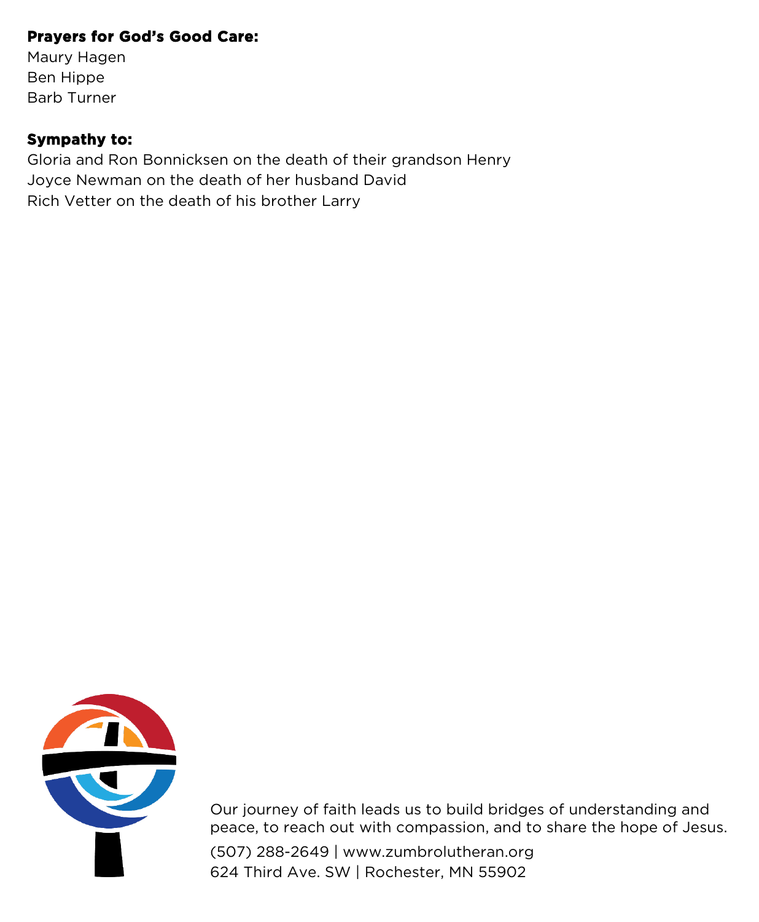**Prayers for God's Good Care:**
Maury Hagen
Ben Hippe
Barb Turner

**Sympathy to:**
Gloria and Ron Bonnicksen on the death of their grandson Henry
Joyce Newman on the death of her husband David
Rich Vetter on the death of his brother Larry

Our journey of faith leads us to build bridges of understanding and peace, to reach out with compassion, and to share the hope of Jesus.

(507) 288-2649 | www.zumbrolutheran.org
624 Third Ave. SW | Rochester, MN 55902